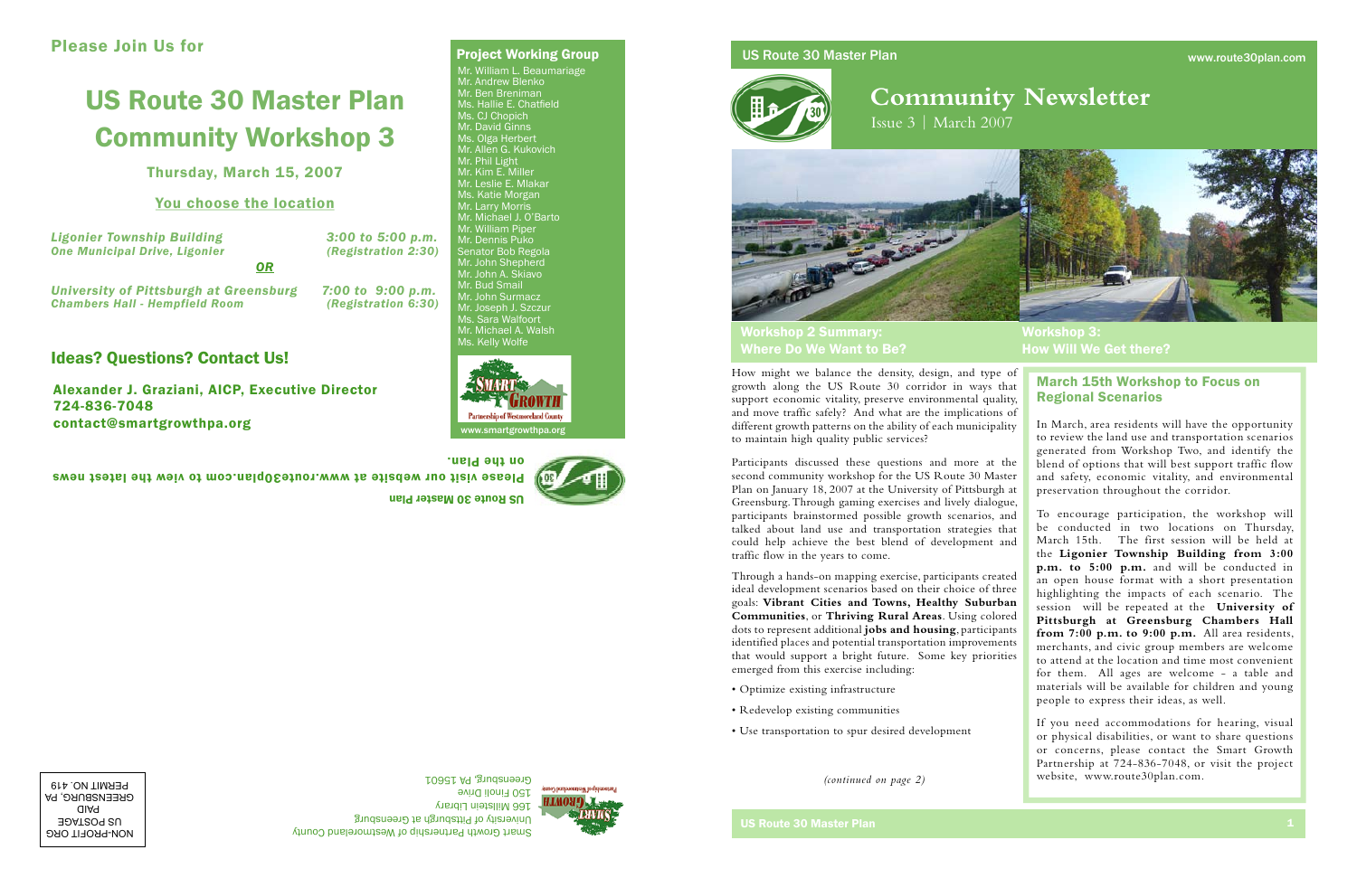## Please Join Us for

# US Route 30 Master Plan Community Workshop 3

**Thursday, March 15, 2007**

**You choose the location**

***Ligonier Township Building*** — ***3:00 to 5:00 p.m.***
***One Municipal Drive, Ligonier*** — ***(Registration 2:30)***

***OR***

***University of Pittsburgh at Greensburg*** — ***7:00 to 9:00 p.m.***
***Chambers Hall - Hempfield Room*** — ***(Registration 6:30)***

## Ideas? Questions? Contact Us!

**Alexander J. Graziani, AICP, Executive Director**
**724-836-7048**
**contact@smartgrowthpa.org**

### Project Working Group

Mr. William L. Beaumariage
Mr. Andrew Blenko
Mr. Ben Breniman
Ms. Hallie E. Chatfield
Ms. CJ Chopich
Mr. David Ginns
Ms. Olga Herbert
Mr. Allen G. Kukovich
Mr. Phil Light
Mr. Kim E. Miller
Mr. Leslie E. Mlakar
Ms. Katie Morgan
Mr. Larry Morris
Mr. Michael J. O'Barto
Mr. William Piper
Mr. Dennis Puko
Senator Bob Regola
Mr. John Shepherd
Mr. John A. Skiavo
Mr. Bud Smail
Mr. John Surmacz
Mr. Joseph J. Szczur
Ms. Sara Walfoort
Mr. Michael A. Walsh
Ms. Kelly Wolfe

Smart Growth Partnership of Westmoreland County
www.smartgrowthpa.org

**US Route 30 Master Plan**

**Please visit our website at www.route30plan.com to view the latest news on the Plan.**

Smart Growth Partnership of Westmoreland County
University of Pittsburgh at Greensburg
166 Millstein Library
150 Finoli Drive
Greensburg, PA 15601

NON-PROFIT ORG
US POSTAGE
PAID
GREENSBURG, PA
PERMIT NO. 419

US Route 30 Master Plan — www.route30plan.com

# Community Newsletter

Issue 3 | March 2007

## Workshop 2 Summary: Where Do We Want to Be?

How might we balance the density, design, and type of growth along the US Route 30 corridor in ways that support economic vitality, preserve environmental quality, and move traffic safely? And what are the implications of different growth patterns on the ability of each municipality to maintain high quality public services?

Participants discussed these questions and more at the second community workshop for the US Route 30 Master Plan on January 18, 2007 at the University of Pittsburgh at Greensburg. Through gaming exercises and lively dialogue, participants brainstormed possible growth scenarios, and talked about land use and transportation strategies that could help achieve the best blend of development and traffic flow in the years to come.

Through a hands-on mapping exercise, participants created ideal development scenarios based on their choice of three goals: **Vibrant Cities and Towns, Healthy Suburban Communities**, or **Thriving Rural Areas**. Using colored dots to represent additional **jobs and housing**, participants identified places and potential transportation improvements that would support a bright future. Some key priorities emerged from this exercise including:

- Optimize existing infrastructure
- Redevelop existing communities
- Use transportation to spur desired development

*(continued on page 2)*

## Workshop 3: How Will We Get there?

### March 15th Workshop to Focus on Regional Scenarios

In March, area residents will have the opportunity to review the land use and transportation scenarios generated from Workshop Two, and identify the blend of options that will best support traffic flow and safety, economic vitality, and environmental preservation throughout the corridor.

To encourage participation, the workshop will be conducted in two locations on Thursday, March 15th. The first session will be held at the **Ligonier Township Building from 3:00 p.m. to 5:00 p.m.** and will be conducted in an open house format with a short presentation highlighting the impacts of each scenario. The session will be repeated at the **University of Pittsburgh at Greensburg Chambers Hall from 7:00 p.m. to 9:00 p.m.** All area residents, merchants, and civic group members are welcome to attend at the location and time most convenient for them. All ages are welcome - a table and materials will be available for children and young people to express their ideas, as well.

If you need accommodations for hearing, visual or physical disabilities, or want to share questions or concerns, please contact the Smart Growth Partnership at 724-836-7048, or visit the project website, www.route30plan.com.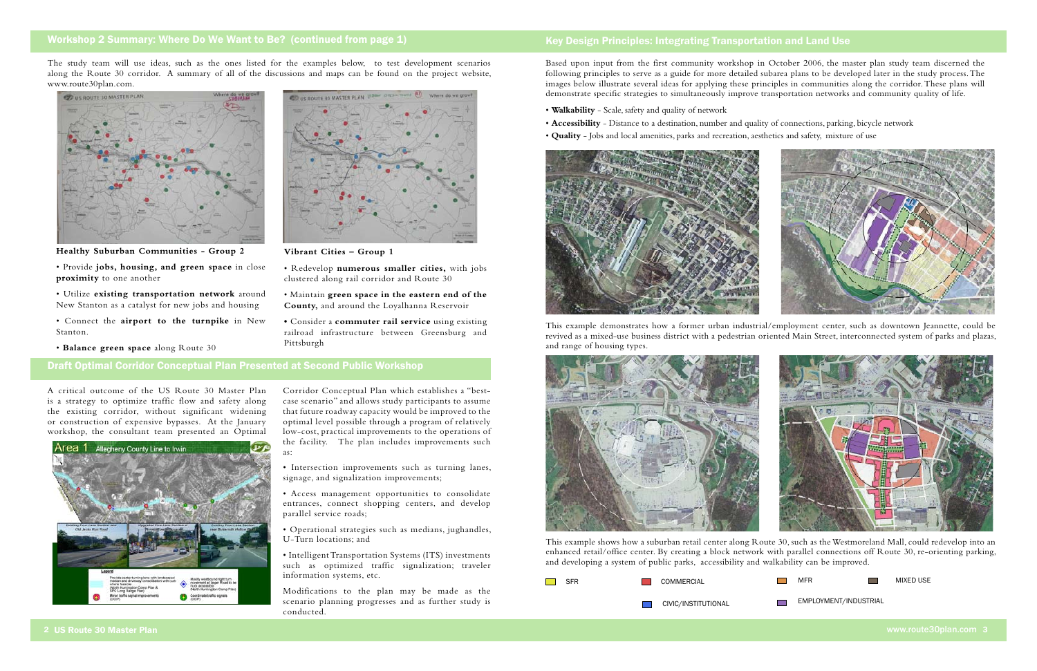## Workshop 2 Summary: Where Do We Want to Be? (continued from page 1)

The study team will use ideas, such as the ones listed for the examples below, to test development scenarios along the Route 30 corridor. A summary of all of the discussions and maps can be found on the project website, www.route30plan.com.

**Healthy Suburban Communities – Group 2**

- Provide **jobs, housing, and green space** in close **proximity** to one another
- Utilize **existing transportation network** around New Stanton as a catalyst for new jobs and housing
- Connect the **airport to the turnpike** in New Stanton.
- **Balance green space** along Route 30

**Vibrant Cities – Group 1**

- Redevelop **numerous smaller cities,** with jobs clustered along rail corridor and Route 30
- Maintain **green space in the eastern end of the County,** and around the Loyalhanna Reservoir
- Consider a **commuter rail service** using existing railroad infrastructure between Greensburg and Pittsburgh

## Draft Optimal Corridor Conceptual Plan Presented at Second Public Workshop

A critical outcome of the US Route 30 Master Plan is a strategy to optimize traffic flow and safety along the existing corridor, without significant widening or construction of expensive bypasses. At the January workshop, the consultant team presented an Optimal Corridor Conceptual Plan which establishes a "best-case scenario" and allows study participants to assume that future roadway capacity would be improved to the optimal level possible through a program of relatively low-cost, practical improvements to the operations of the facility. The plan includes improvements such as:

- Intersection improvements such as turning lanes, signage, and signalization improvements;
- Access management opportunities to consolidate entrances, connect shopping centers, and develop parallel service roads;
- Operational strategies such as medians, jughandles, U-Turn locations; and
- Intelligent Transportation Systems (ITS) investments such as optimized traffic signalization; traveler information systems, etc.

Modifications to the plan may be made as the scenario planning progresses and as further study is conducted.

## Key Design Principles: Integrating Transportation and Land Use

Based upon input from the first community workshop in October 2006, the master plan study team discerned the following principles to serve as a guide for more detailed subarea plans to be developed later in the study process. The images below illustrate several ideas for applying these principles in communities along the corridor. These plans will demonstrate specific strategies to simultaneously improve transportation networks and community quality of life.

- **Walkability** - Scale, safety and quality of network
- **Accessibility** - Distance to a destination, number and quality of connections, parking, bicycle network
- **Quality** - Jobs and local amenities, parks and recreation, aesthetics and safety, mixture of use

This example demonstrates how a former urban industrial/employment center, such as downtown Jeannette, could be revived as a mixed-use business district with a pedestrian oriented Main Street, interconnected system of parks and plazas, and range of housing types.

This example shows how a suburban retail center along Route 30, such as the Westmoreland Mall, could redevelop into an enhanced retail/office center. By creating a block network with parallel connections off Route 30, re-orienting parking, and developing a system of public parks, accessibility and walkability can be improved.

SFR
COMMERCIAL
MFR
MIXED USE
CIVIC/INSTITUTIONAL
EMPLOYMENT/INDUSTRIAL